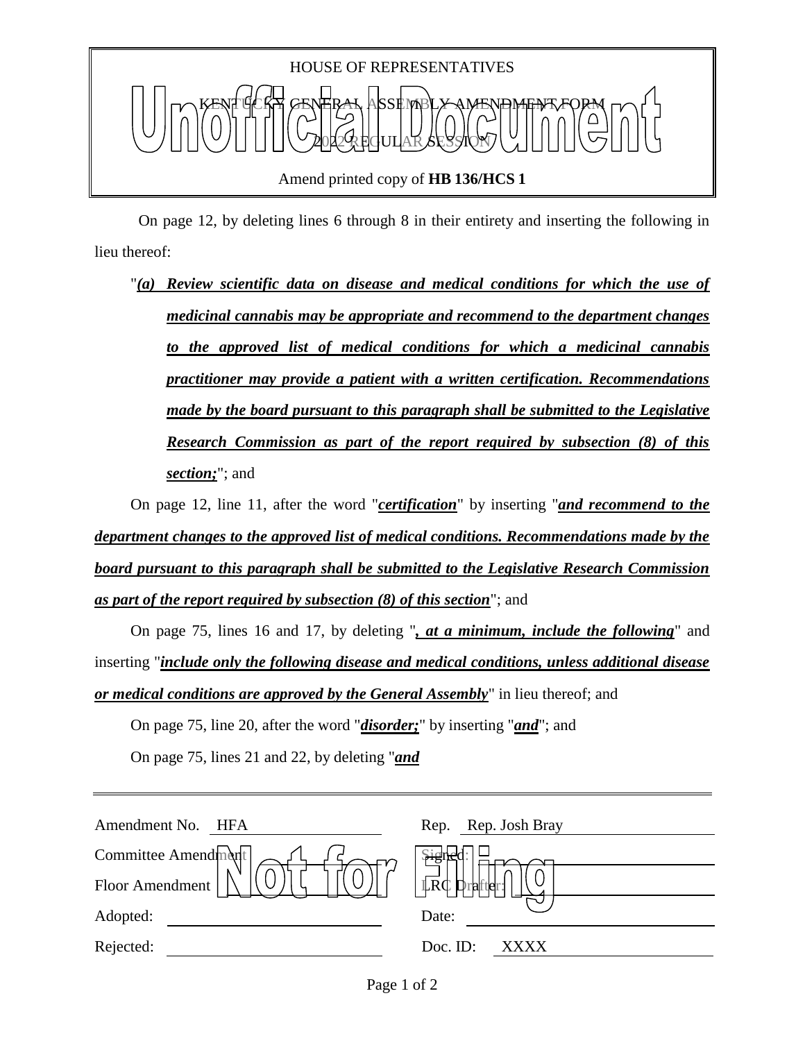HOUSE OF REPRESENTATIVES

KENTUCKY GENERAL ASSEMBLY AMENDMENT FORM

2022 REGULAR SESSION

Amend printed copy of **HB 136/HCS 1**

On page 12, by deleting lines 6 through 8 in their entirety and inserting the following in lieu thereof:

"***(a) Review scientific data on disease and medical conditions for which the use of medicinal cannabis may be appropriate and recommend to the department changes to the approved list of medical conditions for which a medicinal cannabis practitioner may provide a patient with a written certification. Recommendations made by the board pursuant to this paragraph shall be submitted to the Legislative Research Commission as part of the report required by subsection (8) of this section;***"; and

On page 12, line 11, after the word "***certification***" by inserting "***and recommend to the department changes to the approved list of medical conditions. Recommendations made by the board pursuant to this paragraph shall be submitted to the Legislative Research Commission as part of the report required by subsection (8) of this section***"; and

On page 75, lines 16 and 17, by deleting "***, at a minimum, include the following***" and inserting "***include only the following disease and medical conditions, unless additional disease or medical conditions are approved by the General Assembly***" in lieu thereof; and

On page 75, line 20, after the word "***disorder;***" by inserting "***and***"; and

On page 75, lines 21 and 22, by deleting "***and***

| | |
|---|---|
| Amendment No. HFA | Rep. Rep. Josh Bray |
| Committee Amendment | Signed: |
| Floor Amendment | LRC Drafter: |
| Adopted: | Date: |
| Rejected: | Doc. ID: XXXX |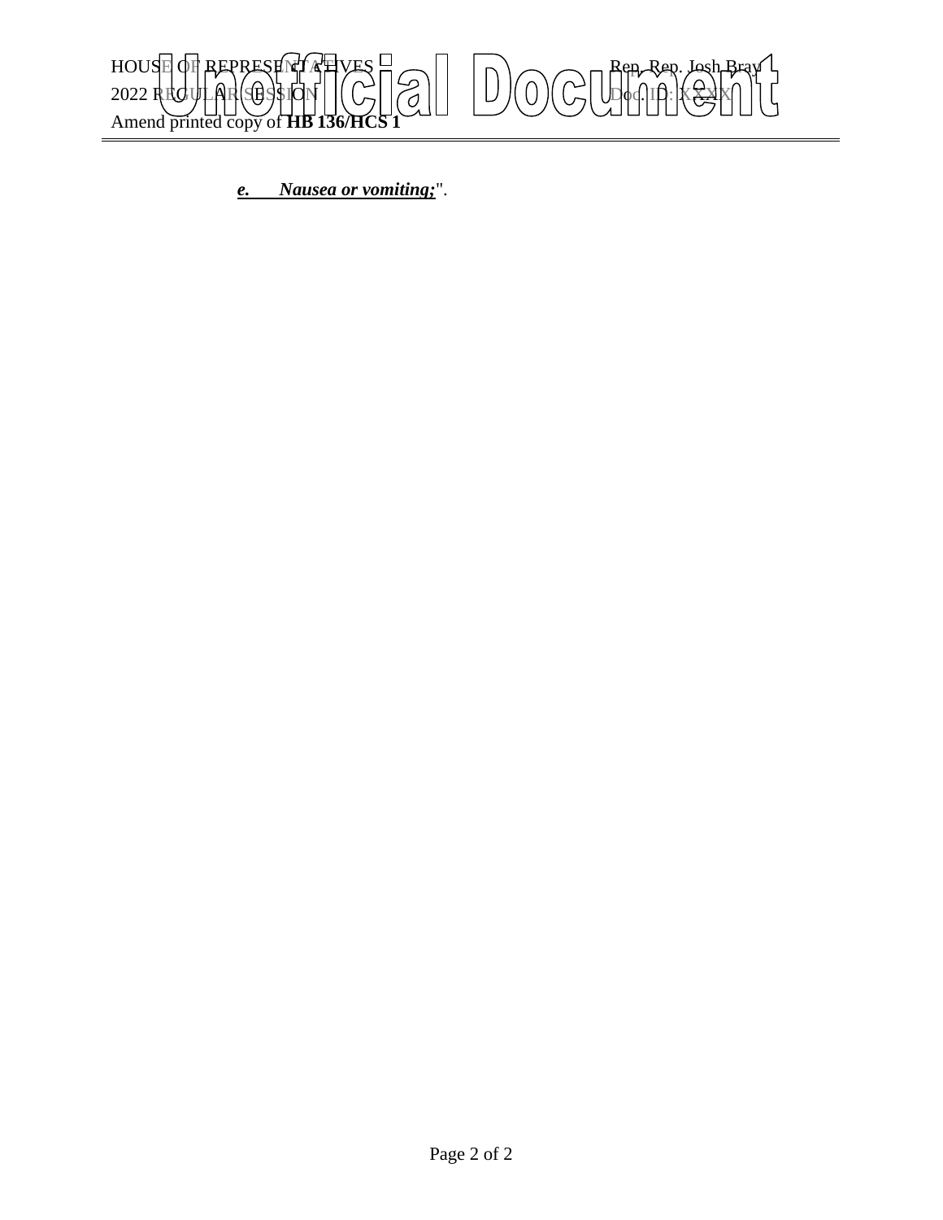***e. Nausea or vomiting;***".